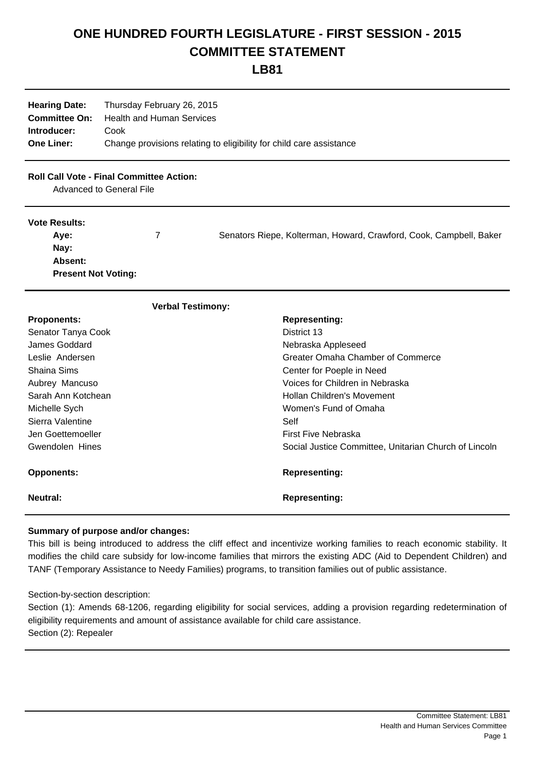# ONE HUNDRED FOURTH LEGISLATURE - FIRST SESSION - 2015
# COMMITTEE STATEMENT
# LB81

**Hearing Date:** Thursday February 26, 2015
**Committee On:** Health and Human Services
**Introducer:** Cook
**One Liner:** Change provisions relating to eligibility for child care assistance

**Roll Call Vote - Final Committee Action:**
Advanced to General File

**Vote Results:**

| | | |
|---|---|---|
| **Aye:** | 7 | Senators Riepe, Kolterman, Howard, Crawford, Cook, Campbell, Baker |
| **Nay:** | | |
| **Absent:** | | |
| **Present Not Voting:** | | |

**Verbal Testimony:**

| **Proponents:** | **Representing:** |
|---|---|
| Senator Tanya Cook | District 13 |
| James Goddard | Nebraska Appleseed |
| Leslie Andersen | Greater Omaha Chamber of Commerce |
| Shaina Sims | Center for Poeple in Need |
| Aubrey Mancuso | Voices for Children in Nebraska |
| Sarah Ann Kotchean | Hollan Children's Movement |
| Michelle Sych | Women's Fund of Omaha |
| Sierra Valentine | Self |
| Jen Goettemoeller | First Five Nebraska |
| Gwendolen Hines | Social Justice Committee, Unitarian Church of Lincoln |

| **Opponents:** | **Representing:** |
|---|---|

| **Neutral:** | **Representing:** |
|---|---|

**Summary of purpose and/or changes:**

This bill is being introduced to address the cliff effect and incentivize working families to reach economic stability. It modifies the child care subsidy for low-income families that mirrors the existing ADC (Aid to Dependent Children) and TANF (Temporary Assistance to Needy Families) programs, to transition families out of public assistance.

Section-by-section description:

Section (1): Amends 68-1206, regarding eligibility for social services, adding a provision regarding redetermination of eligibility requirements and amount of assistance available for child care assistance.

Section (2): Repealer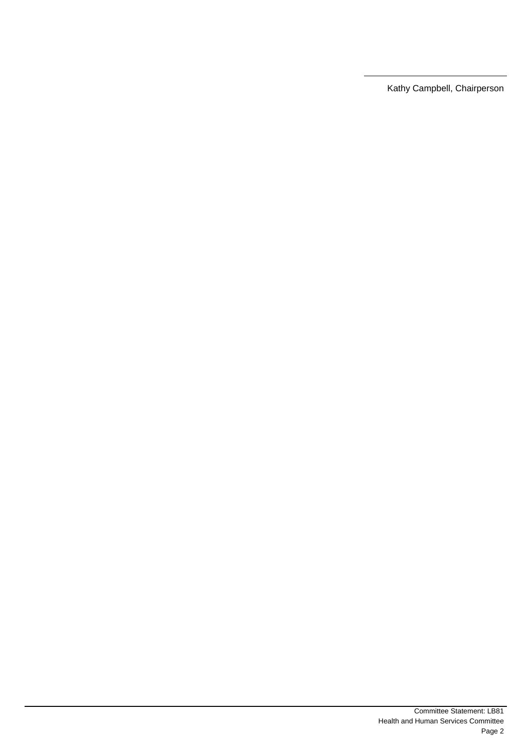\_\_\_\_\_\_\_\_\_\_\_\_\_\_\_\_\_\_\_\_\_\_\_\_\_\_\_\_\_\_\_\_\_\_\_\_\_\_\_\_

Kathy Campbell, Chairperson